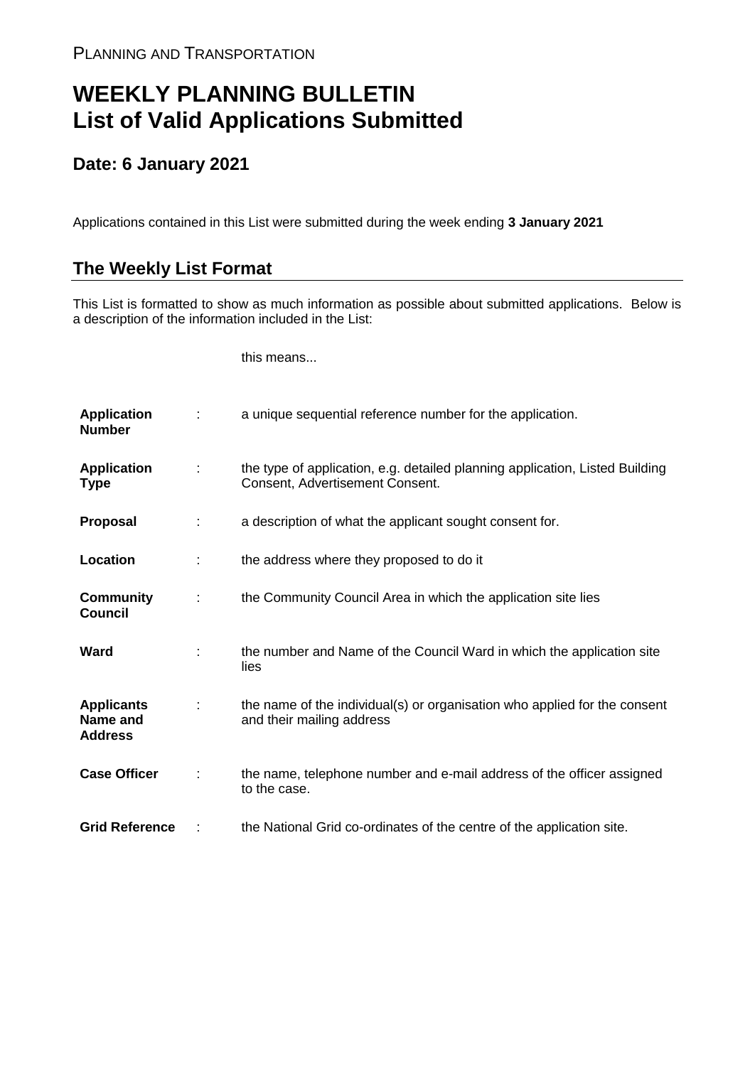PLANNING AND TRANSPORTATION

# WEEKLY PLANNING BULLETIN
# List of Valid Applications Submitted

## Date: 6 January 2021

Applications contained in this List were submitted during the week ending **3 January 2021**

## The Weekly List Format

This List is formatted to show as much information as possible about submitted applications. Below is a description of the information included in the List:

| | | this means... |
|---|---|---|
| **Application Number** | : | a unique sequential reference number for the application. |
| **Application Type** | : | the type of application, e.g. detailed planning application, Listed Building Consent, Advertisement Consent. |
| **Proposal** | : | a description of what the applicant sought consent for. |
| **Location** | : | the address where they proposed to do it |
| **Community Council** | : | the Community Council Area in which the application site lies |
| **Ward** | : | the number and Name of the Council Ward in which the application site lies |
| **Applicants Name and Address** | : | the name of the individual(s) or organisation who applied for the consent and their mailing address |
| **Case Officer** | : | the name, telephone number and e-mail address of the officer assigned to the case. |
| **Grid Reference** | : | the National Grid co-ordinates of the centre of the application site. |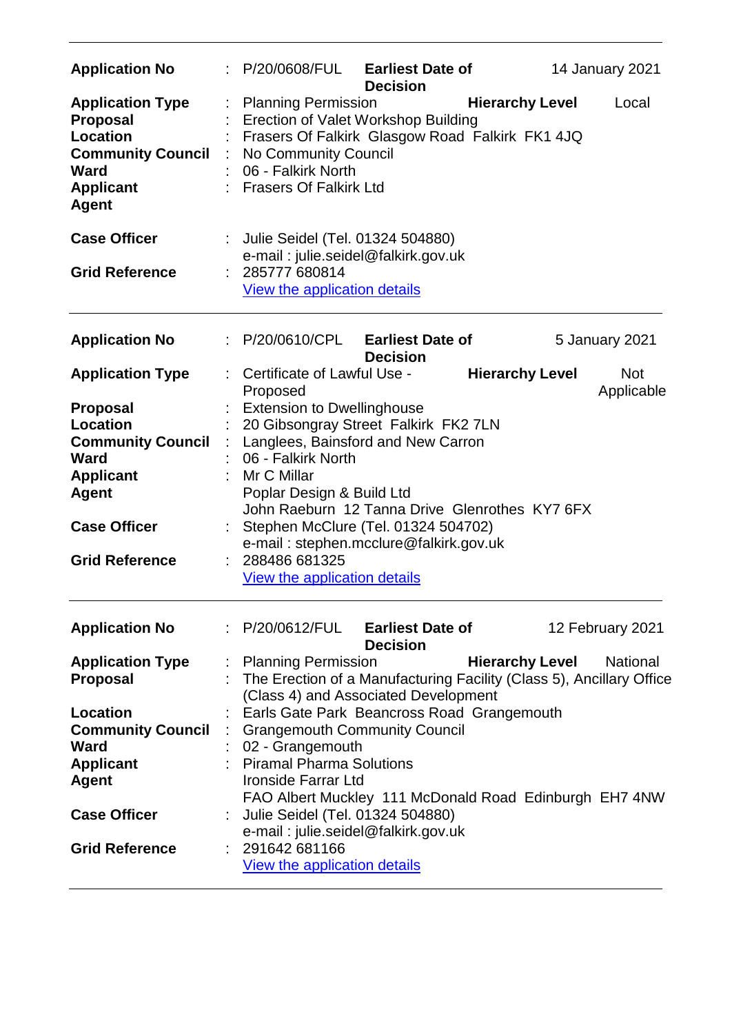| | | | | |
|---|---|---|---|---|
| **Application No** | : P/20/0608/FUL | **Earliest Date of Decision** | | 14 January 2021 |
| **Application Type** | : Planning Permission | | **Hierarchy Level** | Local |
| **Proposal** | : Erection of Valet Workshop Building | | | |
| **Location** | : Frasers Of Falkirk Glasgow Road Falkirk FK1 4JQ | | | |
| **Community Council** | : No Community Council | | | |
| **Ward** | : 06 - Falkirk North | | | |
| **Applicant** | : Frasers Of Falkirk Ltd | | | |
| **Agent** | | | | |
| **Case Officer** | : Julie Seidel (Tel. 01324 504880) e-mail : julie.seidel@falkirk.gov.uk | | | |
| **Grid Reference** | : 285777 680814 [View the application details]() | | | |

| | | | | |
|---|---|---|---|---|
| **Application No** | : P/20/0610/CPL | **Earliest Date of Decision** | | 5 January 2021 |
| **Application Type** | : Certificate of Lawful Use - Proposed | | **Hierarchy Level** | Not Applicable |
| **Proposal** | : Extension to Dwellinghouse | | | |
| **Location** | : 20 Gibsongray Street Falkirk FK2 7LN | | | |
| **Community Council** | : Langlees, Bainsford and New Carron | | | |
| **Ward** | : 06 - Falkirk North | | | |
| **Applicant** | : Mr C Millar | | | |
| **Agent** | Poplar Design & Build Ltd John Raeburn 12 Tanna Drive Glenrothes KY7 6FX | | | |
| **Case Officer** | : Stephen McClure (Tel. 01324 504702) e-mail : stephen.mcclure@falkirk.gov.uk | | | |
| **Grid Reference** | : 288486 681325 [View the application details]() | | | |

| | | | | |
|---|---|---|---|---|
| **Application No** | : P/20/0612/FUL | **Earliest Date of Decision** | | 12 February 2021 |
| **Application Type** | : Planning Permission | | **Hierarchy Level** | National |
| **Proposal** | : The Erection of a Manufacturing Facility (Class 5), Ancillary Office (Class 4) and Associated Development | | | |
| **Location** | : Earls Gate Park Beancross Road Grangemouth | | | |
| **Community Council** | : Grangemouth Community Council | | | |
| **Ward** | : 02 - Grangemouth | | | |
| **Applicant** | : Piramal Pharma Solutions | | | |
| **Agent** | Ironside Farrar Ltd FAO Albert Muckley 111 McDonald Road Edinburgh EH7 4NW | | | |
| **Case Officer** | : Julie Seidel (Tel. 01324 504880) e-mail : julie.seidel@falkirk.gov.uk | | | |
| **Grid Reference** | : 291642 681166 [View the application details]() | | | |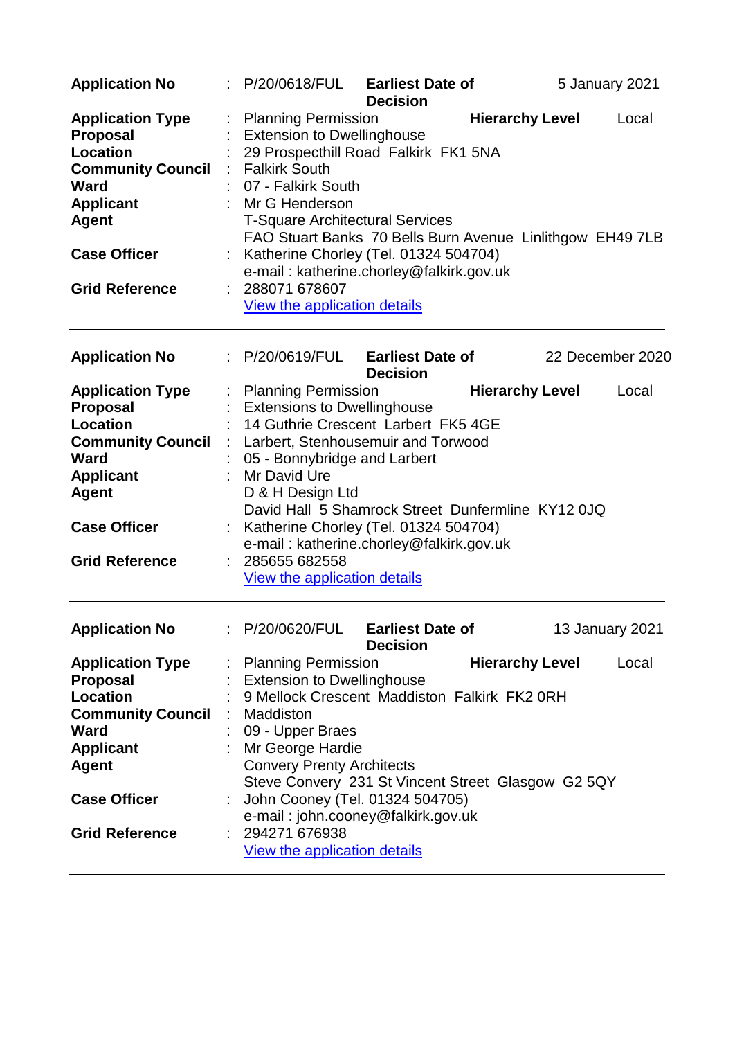| | | | | |
|---|---|---|---|---|
| **Application No** | : P/20/0618/FUL | **Earliest Date of Decision** | | 5 January 2021 |
| **Application Type** | : Planning Permission | | **Hierarchy Level** | Local |
| **Proposal** | : Extension to Dwellinghouse | | | |
| **Location** | : 29 Prospecthill Road Falkirk FK1 5NA | | | |
| **Community Council** | : Falkirk South | | | |
| **Ward** | : 07 - Falkirk South | | | |
| **Applicant** | : Mr G Henderson | | | |
| **Agent** | T-Square Architectural Services<br>FAO Stuart Banks 70 Bells Burn Avenue Linlithgow EH49 7LB | | | |
| **Case Officer** | : Katherine Chorley (Tel. 01324 504704)<br>e-mail : katherine.chorley@falkirk.gov.uk | | | |
| **Grid Reference** | : 288071 678607<br>View the application details | | | |

| | | | | |
|---|---|---|---|---|
| **Application No** | : P/20/0619/FUL | **Earliest Date of Decision** | | 22 December 2020 |
| **Application Type** | : Planning Permission | | **Hierarchy Level** | Local |
| **Proposal** | : Extensions to Dwellinghouse | | | |
| **Location** | : 14 Guthrie Crescent Larbert FK5 4GE | | | |
| **Community Council** | : Larbert, Stenhousemuir and Torwood | | | |
| **Ward** | : 05 - Bonnybridge and Larbert | | | |
| **Applicant** | : Mr David Ure | | | |
| **Agent** | D & H Design Ltd<br>David Hall 5 Shamrock Street Dunfermline KY12 0JQ | | | |
| **Case Officer** | : Katherine Chorley (Tel. 01324 504704)<br>e-mail : katherine.chorley@falkirk.gov.uk | | | |
| **Grid Reference** | : 285655 682558<br>View the application details | | | |

| | | | | |
|---|---|---|---|---|
| **Application No** | : P/20/0620/FUL | **Earliest Date of Decision** | | 13 January 2021 |
| **Application Type** | : Planning Permission | | **Hierarchy Level** | Local |
| **Proposal** | : Extension to Dwellinghouse | | | |
| **Location** | : 9 Mellock Crescent Maddiston Falkirk FK2 0RH | | | |
| **Community Council** | : Maddiston | | | |
| **Ward** | : 09 - Upper Braes | | | |
| **Applicant** | : Mr George Hardie | | | |
| **Agent** | Convery Prenty Architects<br>Steve Convery 231 St Vincent Street Glasgow G2 5QY | | | |
| **Case Officer** | : John Cooney (Tel. 01324 504705)<br>e-mail : john.cooney@falkirk.gov.uk | | | |
| **Grid Reference** | : 294271 676938<br>View the application details | | | |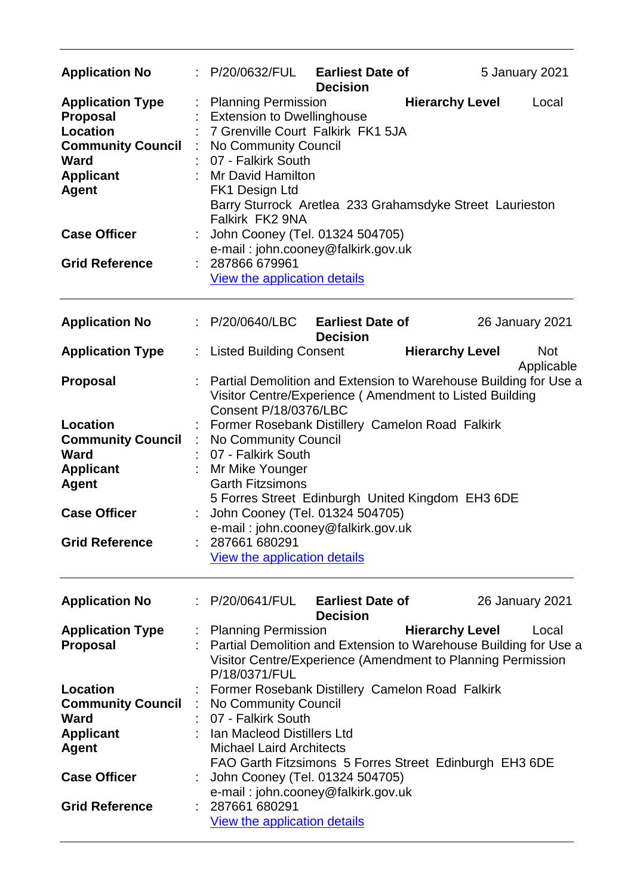| | | | | |
|---|---|---|---|---|
| **Application No** | : | P/20/0632/FUL | **Earliest Date of Decision** | 5 January 2021 |
| **Application Type** | : | Planning Permission | **Hierarchy Level** | Local |
| **Proposal** | : | Extension to Dwellinghouse | | |
| **Location** | : | 7 Grenville Court Falkirk FK1 5JA | | |
| **Community Council** | : | No Community Council | | |
| **Ward** | : | 07 - Falkirk South | | |
| **Applicant** | : | Mr David Hamilton | | |
| **Agent** | | FK1 Design Ltd<br>Barry Sturrock Aretlea 233 Grahamsdyke Street Laurieston Falkirk FK2 9NA | | |
| **Case Officer** | : | John Cooney (Tel. 01324 504705)<br>e-mail : john.cooney@falkirk.gov.uk | | |
| **Grid Reference** | : | 287866 679961<br>View the application details | | |

---

| | | | | |
|---|---|---|---|---|
| **Application No** | : | P/20/0640/LBC | **Earliest Date of Decision** | 26 January 2021 |
| **Application Type** | : | Listed Building Consent | **Hierarchy Level** | Not Applicable |
| **Proposal** | : | Partial Demolition and Extension to Warehouse Building for Use a Visitor Centre/Experience ( Amendment to Listed Building Consent P/18/0376/LBC | | |
| **Location** | : | Former Rosebank Distillery Camelon Road Falkirk | | |
| **Community Council** | : | No Community Council | | |
| **Ward** | : | 07 - Falkirk South | | |
| **Applicant** | : | Mr Mike Younger | | |
| **Agent** | | Garth Fitzsimons<br>5 Forres Street Edinburgh United Kingdom EH3 6DE | | |
| **Case Officer** | : | John Cooney (Tel. 01324 504705)<br>e-mail : john.cooney@falkirk.gov.uk | | |
| **Grid Reference** | : | 287661 680291<br>View the application details | | |

---

| | | | | |
|---|---|---|---|---|
| **Application No** | : | P/20/0641/FUL | **Earliest Date of Decision** | 26 January 2021 |
| **Application Type** | : | Planning Permission | **Hierarchy Level** | Local |
| **Proposal** | : | Partial Demolition and Extension to Warehouse Building for Use a Visitor Centre/Experience (Amendment to Planning Permission P/18/0371/FUL | | |
| **Location** | : | Former Rosebank Distillery Camelon Road Falkirk | | |
| **Community Council** | : | No Community Council | | |
| **Ward** | : | 07 - Falkirk South | | |
| **Applicant** | : | Ian Macleod Distillers Ltd | | |
| **Agent** | | Michael Laird Architects<br>FAO Garth Fitzsimons 5 Forres Street Edinburgh EH3 6DE | | |
| **Case Officer** | : | John Cooney (Tel. 01324 504705)<br>e-mail : john.cooney@falkirk.gov.uk | | |
| **Grid Reference** | : | 287661 680291<br>View the application details | | |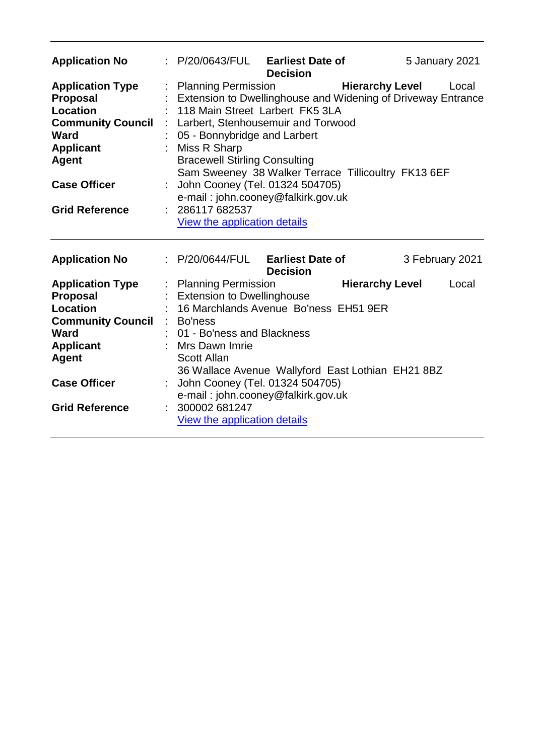| | | | | |
|---|---|---|---|---|
| **Application No** | : P/20/0643/FUL | **Earliest Date of Decision** | | 5 January 2021 |
| **Application Type** | : Planning Permission | | **Hierarchy Level** | Local |
| **Proposal** | : Extension to Dwellinghouse and Widening of Driveway Entrance | | | |
| **Location** | : 118 Main Street Larbert FK5 3LA | | | |
| **Community Council** | : Larbert, Stenhousemuir and Torwood | | | |
| **Ward** | : 05 - Bonnybridge and Larbert | | | |
| **Applicant** | : Miss R Sharp | | | |
| **Agent** | Bracewell Stirling Consulting<br>Sam Sweeney 38 Walker Terrace Tillicoultry FK13 6EF | | | |
| **Case Officer** | : John Cooney (Tel. 01324 504705)<br>e-mail : john.cooney@falkirk.gov.uk | | | |
| **Grid Reference** | : 286117 682537<br>View the application details | | | |

| | | | | |
|---|---|---|---|---|
| **Application No** | : P/20/0644/FUL | **Earliest Date of Decision** | | 3 February 2021 |
| **Application Type** | : Planning Permission | | **Hierarchy Level** | Local |
| **Proposal** | : Extension to Dwellinghouse | | | |
| **Location** | : 16 Marchlands Avenue Bo'ness EH51 9ER | | | |
| **Community Council** | : Bo'ness | | | |
| **Ward** | : 01 - Bo'ness and Blackness | | | |
| **Applicant** | : Mrs Dawn Imrie | | | |
| **Agent** | Scott Allan<br>36 Wallace Avenue Wallyford East Lothian EH21 8BZ | | | |
| **Case Officer** | : John Cooney (Tel. 01324 504705)<br>e-mail : john.cooney@falkirk.gov.uk | | | |
| **Grid Reference** | : 300002 681247<br>View the application details | | | |